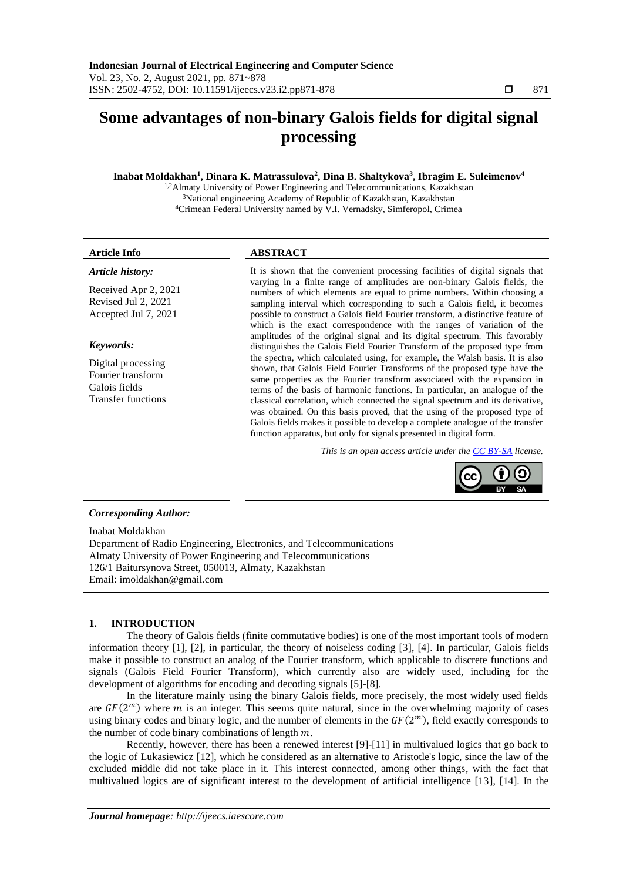# Some advantages of non-binary Galois fields for digital signal processing

**Inabat Moldakhan[1], Dinara K. Matrassulova[2], Dina B. Shaltykova[3], Ibragim E. Suleimenov[4]**

[1,2]Almaty University of Power Engineering and Telecommunications, Kazakhstan
[3]National engineering Academy of Republic of Kazakhstan, Kazakhstan
[4]Crimean Federal University named by V.I. Vernadsky, Simferopol, Crimea

**Article Info**

*Article history:*

Received Apr 2, 2021
Revised Jul 2, 2021
Accepted Jul 7, 2021

*Keywords:*

Digital processing
Fourier transform
Galois fields
Transfer functions

**ABSTRACT**

It is shown that the convenient processing facilities of digital signals that varying in a finite range of amplitudes are non-binary Galois fields, the numbers of which elements are equal to prime numbers. Within choosing a sampling interval which corresponding to such a Galois field, it becomes possible to construct a Galois field Fourier transform, a distinctive feature of which is the exact correspondence with the ranges of variation of the amplitudes of the original signal and its digital spectrum. This favorably distinguishes the Galois Field Fourier Transform of the proposed type from the spectra, which calculated using, for example, the Walsh basis. It is also shown, that Galois Field Fourier Transforms of the proposed type have the same properties as the Fourier transform associated with the expansion in terms of the basis of harmonic functions. In particular, an analogue of the classical correlation, which connected the signal spectrum and its derivative, was obtained. On this basis proved, that the using of the proposed type of Galois fields makes it possible to develop a complete analogue of the transfer function apparatus, but only for signals presented in digital form.

*This is an open access article under the CC BY-SA license.*

***Corresponding Author:***

Inabat Moldakhan
Department of Radio Engineering, Electronics, and Telecommunications
Almaty University of Power Engineering and Telecommunications
126/1 Baitursynova Street, 050013, Almaty, Kazakhstan
Email: imoldakhan@gmail.com

## 1. INTRODUCTION

The theory of Galois fields (finite commutative bodies) is one of the most important tools of modern information theory [1], [2], in particular, the theory of noiseless coding [3], [4]. In particular, Galois fields make it possible to construct an analog of the Fourier transform, which applicable to discrete functions and signals (Galois Field Fourier Transform), which currently also are widely used, including for the development of algorithms for encoding and decoding signals [5]-[8].

In the literature mainly using the binary Galois fields, more precisely, the most widely used fields are $GF(2^m)$ where $m$ is an integer. This seems quite natural, since in the overwhelming majority of cases using binary codes and binary logic, and the number of elements in the $GF(2^m)$, field exactly corresponds to the number of code binary combinations of length $m$.

Recently, however, there has been a renewed interest [9]-[11] in multivalued logics that go back to the logic of Lukasiewicz [12], which he considered as an alternative to Aristotle's logic, since the law of the excluded middle did not take place in it. This interest connected, among other things, with the fact that multivalued logics are of significant interest to the development of artificial intelligence [13], [14]. In the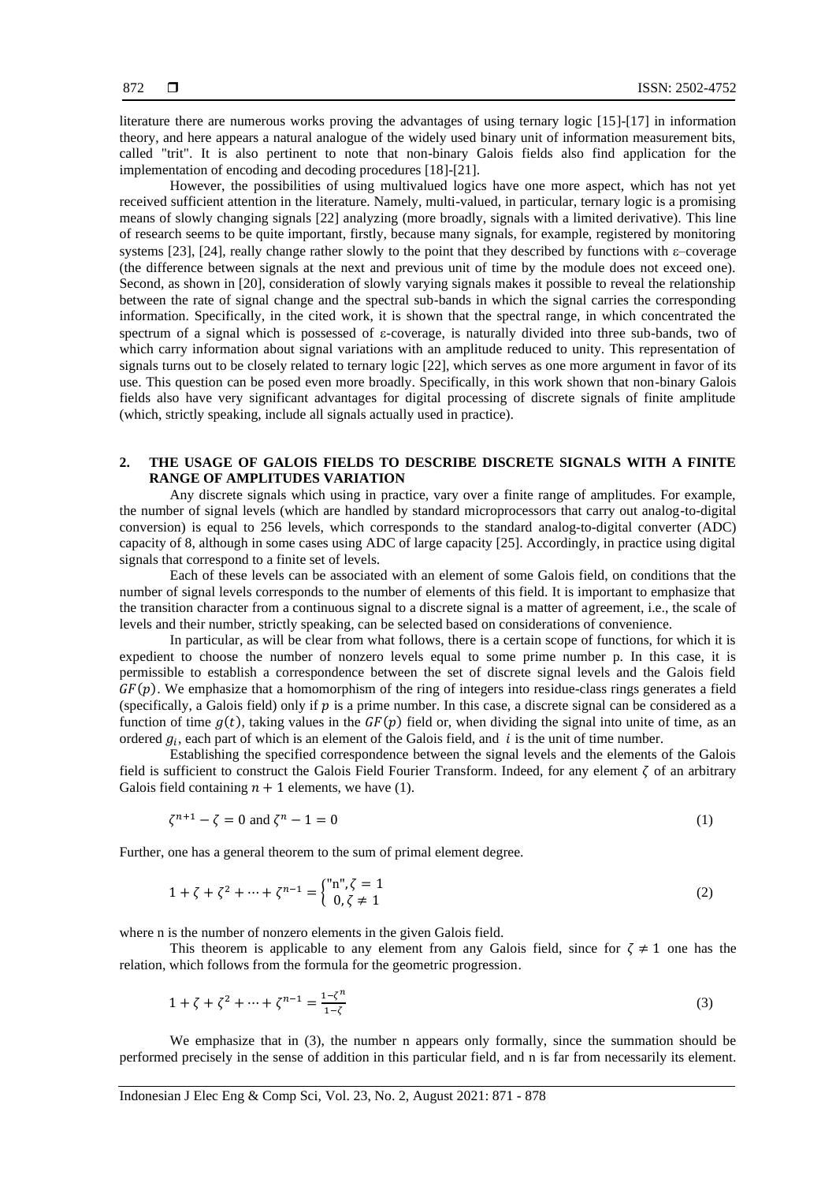literature there are numerous works proving the advantages of using ternary logic [15]-[17] in information theory, and here appears a natural analogue of the widely used binary unit of information measurement bits, called "trit". It is also pertinent to note that non-binary Galois fields also find application for the implementation of encoding and decoding procedures [18]-[21].

However, the possibilities of using multivalued logics have one more aspect, which has not yet received sufficient attention in the literature. Namely, multi-valued, in particular, ternary logic is a promising means of slowly changing signals [22] analyzing (more broadly, signals with a limited derivative). This line of research seems to be quite important, firstly, because many signals, for example, registered by monitoring systems [23], [24], really change rather slowly to the point that they described by functions with ε–coverage (the difference between signals at the next and previous unit of time by the module does not exceed one). Second, as shown in [20], consideration of slowly varying signals makes it possible to reveal the relationship between the rate of signal change and the spectral sub-bands in which the signal carries the corresponding information. Specifically, in the cited work, it is shown that the spectral range, in which concentrated the spectrum of a signal which is possessed of ε-coverage, is naturally divided into three sub-bands, two of which carry information about signal variations with an amplitude reduced to unity. This representation of signals turns out to be closely related to ternary logic [22], which serves as one more argument in favor of its use. This question can be posed even more broadly. Specifically, in this work shown that non-binary Galois fields also have very significant advantages for digital processing of discrete signals of finite amplitude (which, strictly speaking, include all signals actually used in practice).

## 2. THE USAGE OF GALOIS FIELDS TO DESCRIBE DISCRETE SIGNALS WITH A FINITE RANGE OF AMPLITUDES VARIATION

Any discrete signals which using in practice, vary over a finite range of amplitudes. For example, the number of signal levels (which are handled by standard microprocessors that carry out analog-to-digital conversion) is equal to 256 levels, which corresponds to the standard analog-to-digital converter (ADC) capacity of 8, although in some cases using ADC of large capacity [25]. Accordingly, in practice using digital signals that correspond to a finite set of levels.

Each of these levels can be associated with an element of some Galois field, on conditions that the number of signal levels corresponds to the number of elements of this field. It is important to emphasize that the transition character from a continuous signal to a discrete signal is a matter of agreement, i.e., the scale of levels and their number, strictly speaking, can be selected based on considerations of convenience.

In particular, as will be clear from what follows, there is a certain scope of functions, for which it is expedient to choose the number of nonzero levels equal to some prime number p. In this case, it is permissible to establish a correspondence between the set of discrete signal levels and the Galois field $GF(p)$. We emphasize that a homomorphism of the ring of integers into residue-class rings generates a field (specifically, a Galois field) only if $p$ is a prime number. In this case, a discrete signal can be considered as a function of time $g(t)$, taking values in the $GF(p)$ field or, when dividing the signal into unite of time, as an ordered $g_i$, each part of which is an element of the Galois field, and $i$ is the unit of time number.

Establishing the specified correspondence between the signal levels and the elements of the Galois field is sufficient to construct the Galois Field Fourier Transform. Indeed, for any element $\zeta$ of an arbitrary Galois field containing $n+1$ elements, we have (1).

$$\zeta^{n+1} - \zeta = 0 \text{ and } \zeta^{n} - 1 = 0 \tag{1}$$

Further, one has a general theorem to the sum of primal element degree.

$$1 + \zeta + \zeta^2 + \cdots + \zeta^{n-1} = \begin{cases} \text{"n"}, \zeta = 1 \\ 0, \zeta \neq 1 \end{cases} \tag{2}$$

where n is the number of nonzero elements in the given Galois field.

This theorem is applicable to any element from any Galois field, since for $\zeta \neq 1$ one has the relation, which follows from the formula for the geometric progression.

$$1 + \zeta + \zeta^2 + \cdots + \zeta^{n-1} = \frac{1-\zeta^n}{1-\zeta} \tag{3}$$

We emphasize that in (3), the number n appears only formally, since the summation should be performed precisely in the sense of addition in this particular field, and n is far from necessarily its element.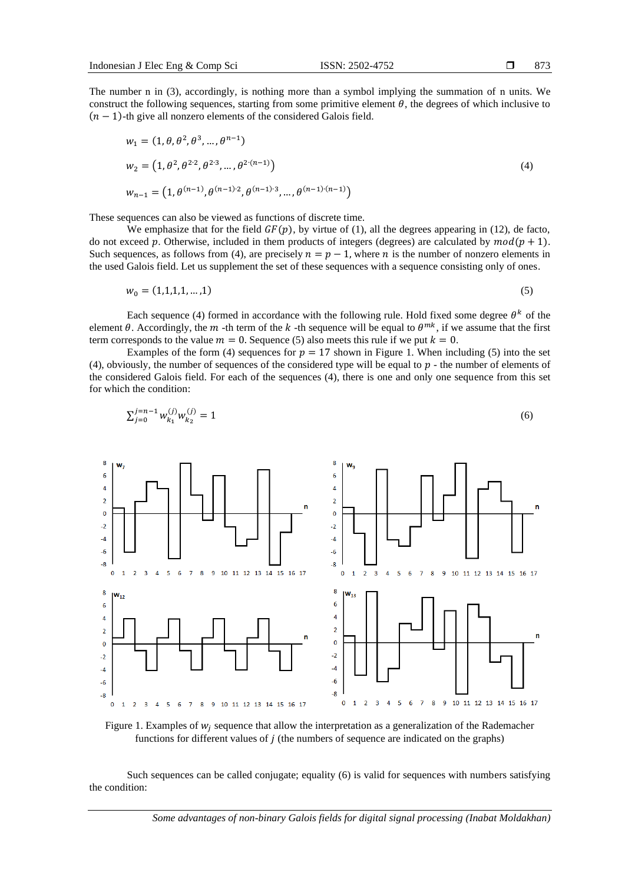The number n in (3), accordingly, is nothing more than a symbol implying the summation of n units. We construct the following sequences, starting from some primitive element $\theta$, the degrees of which inclusive to $(n-1)$-th give all nonzero elements of the considered Galois field.

$$w_1 = (1, \theta, \theta^2, \theta^3, \dots, \theta^{n-1})$$
$$w_2 = \left(1, \theta^2, \theta^{2\cdot 2}, \theta^{2\cdot 3}, \dots, \theta^{2\cdot(n-1)}\right) \tag{4}$$
$$w_{n-1} = \left(1, \theta^{(n-1)}, \theta^{(n-1)\cdot 2}, \theta^{(n-1)\cdot 3}, \dots, \theta^{(n-1)\cdot(n-1)}\right)$$

These sequences can also be viewed as functions of discrete time.

We emphasize that for the field $GF(p)$, by virtue of (1), all the degrees appearing in (12), de facto, do not exceed $p$. Otherwise, included in them products of integers (degrees) are calculated by $mod(p+1)$. Such sequences, as follows from (4), are precisely $n = p - 1$, where $n$ is the number of nonzero elements in the used Galois field. Let us supplement the set of these sequences with a sequence consisting only of ones.

$$w_0 = (1,1,1,1, \dots, 1) \tag{5}$$

Each sequence (4) formed in accordance with the following rule. Hold fixed some degree $\theta^k$ of the element $\theta$. Accordingly, the $m$ -th term of the $k$ -th sequence will be equal to $\theta^{mk}$, if we assume that the first term corresponds to the value $m = 0$. Sequence (5) also meets this rule if we put $k = 0$.

Examples of the form (4) sequences for $p = 17$ shown in Figure 1. When including (5) into the set (4), obviously, the number of sequences of the considered type will be equal to $p$ - the number of elements of the considered Galois field. For each of the sequences (4), there is one and only one sequence from this set for which the condition:

$$\sum_{j=0}^{j=n-1} w_{k_1}^{(j)} w_{k_2}^{(j)} = 1 \tag{6}$$

Figure 1. Examples of $w_j$ sequence that allow the interpretation as a generalization of the Rademacher functions for different values of $j$ (the numbers of sequence are indicated on the graphs)

Such sequences can be called conjugate; equality (6) is valid for sequences with numbers satisfying the condition: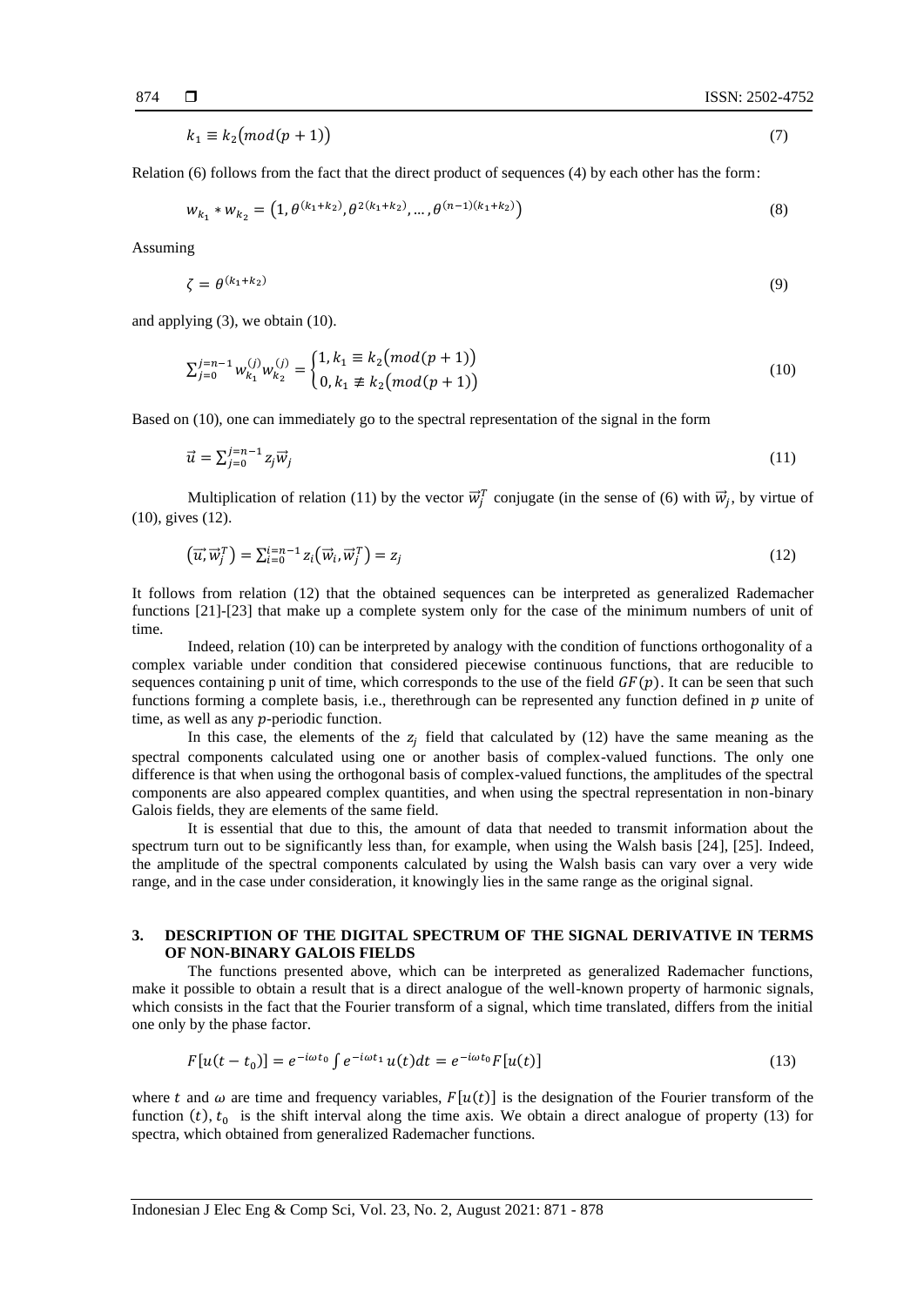$$k_1 \equiv k_2\big(mod(p+1)\big) \tag{7}$$

Relation (6) follows from the fact that the direct product of sequences (4) by each other has the form:

$$w_{k_1} * w_{k_2} = \left(1, \theta^{(k_1+k_2)}, \theta^{2(k_1+k_2)}, \dots, \theta^{(n-1)(k_1+k_2)}\right) \tag{8}$$

Assuming

$$\zeta = \theta^{(k_1+k_2)} \tag{9}$$

and applying (3), we obtain (10).

$$\sum_{j=0}^{j=n-1} w_{k_1}^{(j)} w_{k_2}^{(j)} = \begin{cases} 1, k_1 \equiv k_2\big(mod(p+1)\big) \\ 0, k_1 \not\equiv k_2\big(mod(p+1)\big) \end{cases} \tag{10}$$

Based on (10), one can immediately go to the spectral representation of the signal in the form

$$\vec{u} = \sum_{j=0}^{j=n-1} z_j \vec{w}_j \tag{11}$$

Multiplication of relation (11) by the vector $\vec{w}_j^T$ conjugate (in the sense of (6) with $\vec{w}_j$, by virtue of (10), gives (12).

$$\left(\vec{u}, \vec{w}_j^T\right) = \sum_{i=0}^{i=n-1} z_i\left(\vec{w}_i, \vec{w}_j^T\right) = z_j \tag{12}$$

It follows from relation (12) that the obtained sequences can be interpreted as generalized Rademacher functions [21]-[23] that make up a complete system only for the case of the minimum numbers of unit of time.

Indeed, relation (10) can be interpreted by analogy with the condition of functions orthogonality of a complex variable under condition that considered piecewise continuous functions, that are reducible to sequences containing p unit of time, which corresponds to the use of the field $GF(p)$. It can be seen that such functions forming a complete basis, i.e., therethrough can be represented any function defined in $p$ unite of time, as well as any $p$-periodic function.

In this case, the elements of the $z_j$ field that calculated by (12) have the same meaning as the spectral components calculated using one or another basis of complex-valued functions. The only one difference is that when using the orthogonal basis of complex-valued functions, the amplitudes of the spectral components are also appeared complex quantities, and when using the spectral representation in non-binary Galois fields, they are elements of the same field.

It is essential that due to this, the amount of data that needed to transmit information about the spectrum turn out to be significantly less than, for example, when using the Walsh basis [24], [25]. Indeed, the amplitude of the spectral components calculated by using the Walsh basis can vary over a very wide range, and in the case under consideration, it knowingly lies in the same range as the original signal.

## 3. DESCRIPTION OF THE DIGITAL SPECTRUM OF THE SIGNAL DERIVATIVE IN TERMS OF NON-BINARY GALOIS FIELDS

The functions presented above, which can be interpreted as generalized Rademacher functions, make it possible to obtain a result that is a direct analogue of the well-known property of harmonic signals, which consists in the fact that the Fourier transform of a signal, which time translated, differs from the initial one only by the phase factor.

$$F[u(t-t_0)] = e^{-i\omega t_0} \int e^{-i\omega t_1} u(t)dt = e^{-i\omega t_0} F[u(t)] \tag{13}$$

where $t$ and $\omega$ are time and frequency variables, $F[u(t)]$ is the designation of the Fourier transform of the function $(t)$, $t_0$ is the shift interval along the time axis. We obtain a direct analogue of property (13) for spectra, which obtained from generalized Rademacher functions.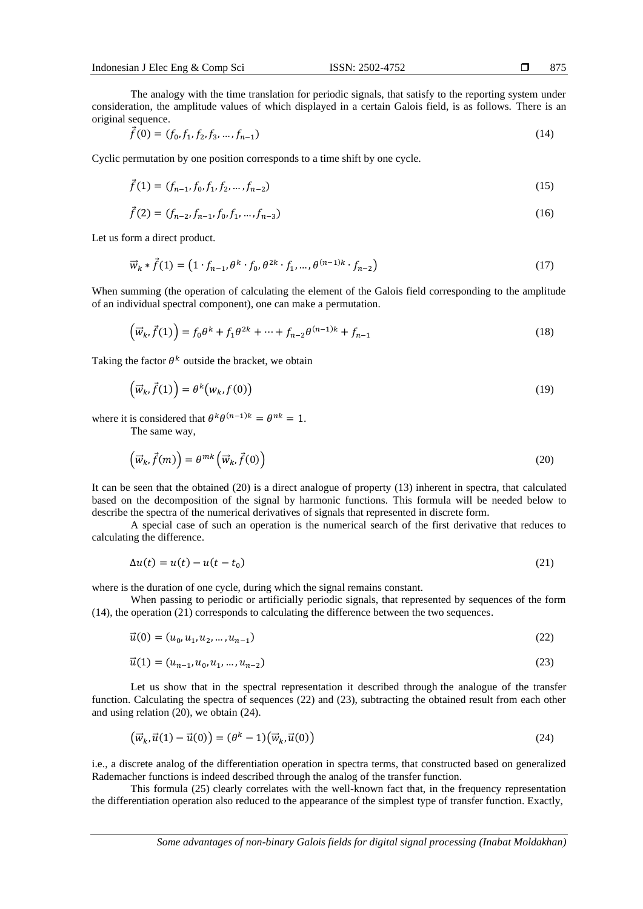The analogy with the time translation for periodic signals, that satisfy to the reporting system under consideration, the amplitude values of which displayed in a certain Galois field, is as follows. There is an original sequence.

$$\vec{f}(0) = (f_0, f_1, f_2, f_3, \dots, f_{n-1}) \tag{14}$$

Cyclic permutation by one position corresponds to a time shift by one cycle.

$$\vec{f}(1) = (f_{n-1}, f_0, f_1, f_2, \dots, f_{n-2}) \tag{15}$$

$$\vec{f}(2) = (f_{n-2}, f_{n-1}, f_0, f_1, \dots, f_{n-3}) \tag{16}$$

Let us form a direct product.

$$\vec{w}_k * \vec{f}(1) = \left(1 \cdot f_{n-1}, \theta^k \cdot f_0, \theta^{2k} \cdot f_1, \dots, \theta^{(n-1)k} \cdot f_{n-2}\right) \tag{17}$$

When summing (the operation of calculating the element of the Galois field corresponding to the amplitude of an individual spectral component), one can make a permutation.

$$\left(\vec{w}_k, \vec{f}(1)\right) = f_0\theta^k + f_1\theta^{2k} + \dots + f_{n-2}\theta^{(n-1)k} + f_{n-1} \tag{18}$$

Taking the factor $\theta^k$ outside the bracket, we obtain

$$\left(\vec{w}_k, \vec{f}(1)\right) = \theta^k\left(w_k, f(0)\right) \tag{19}$$

where it is considered that $\theta^k\theta^{(n-1)k} = \theta^{nk} = 1$.

The same way,

$$\left(\vec{w}_k, \vec{f}(m)\right) = \theta^{mk}\left(\vec{w}_k, \vec{f}(0)\right) \tag{20}$$

It can be seen that the obtained (20) is a direct analogue of property (13) inherent in spectra, that calculated based on the decomposition of the signal by harmonic functions. This formula will be needed below to describe the spectra of the numerical derivatives of signals that represented in discrete form.

A special case of such an operation is the numerical search of the first derivative that reduces to calculating the difference.

$$\Delta u(t) = u(t) - u(t - t_0) \tag{21}$$

where is the duration of one cycle, during which the signal remains constant.

When passing to periodic or artificially periodic signals, that represented by sequences of the form (14), the operation (21) corresponds to calculating the difference between the two sequences.

$$\vec{u}(0) = (u_0, u_1, u_2, \dots, u_{n-1}) \tag{22}$$

$$\vec{u}(1) = (u_{n-1}, u_0, u_1, \dots, u_{n-2}) \tag{23}$$

Let us show that in the spectral representation it described through the analogue of the transfer function. Calculating the spectra of sequences (22) and (23), subtracting the obtained result from each other and using relation (20), we obtain (24).

$$\left(\vec{w}_k, \vec{u}(1) - \vec{u}(0)\right) = (\theta^k - 1)\left(\vec{w}_k, \vec{u}(0)\right) \tag{24}$$

i.e., a discrete analog of the differentiation operation in spectra terms, that constructed based on generalized Rademacher functions is indeed described through the analog of the transfer function.

This formula (25) clearly correlates with the well-known fact that, in the frequency representation the differentiation operation also reduced to the appearance of the simplest type of transfer function. Exactly,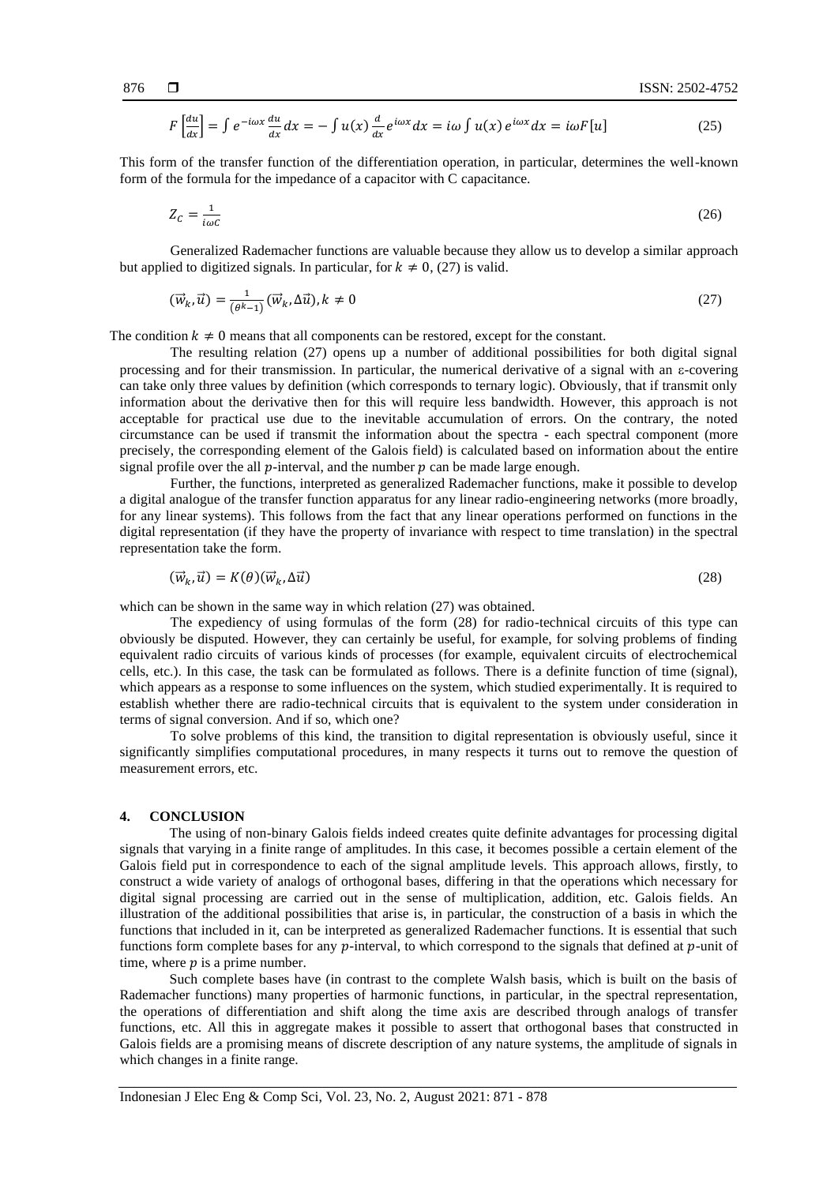$$F\left[\frac{du}{dx}\right] = \int e^{-i\omega x}\frac{du}{dx}dx = -\int u(x)\frac{d}{dx}e^{i\omega x}dx = i\omega\int u(x)\,e^{i\omega x}dx = i\omega F[u] \tag{25}$$

This form of the transfer function of the differentiation operation, in particular, determines the well-known form of the formula for the impedance of a capacitor with C capacitance.

$$Z_C = \frac{1}{i\omega C} \tag{26}$$

Generalized Rademacher functions are valuable because they allow us to develop a similar approach but applied to digitized signals. In particular, for $k \neq 0$, (27) is valid.

$$(\vec{w}_k, \vec{u}) = \frac{1}{(\theta^k - 1)}(\vec{w}_k, \Delta\vec{u}), k \neq 0 \tag{27}$$

The condition $k \neq 0$ means that all components can be restored, except for the constant.

The resulting relation (27) opens up a number of additional possibilities for both digital signal processing and for their transmission. In particular, the numerical derivative of a signal with an ε-covering can take only three values by definition (which corresponds to ternary logic). Obviously, that if transmit only information about the derivative then for this will require less bandwidth. However, this approach is not acceptable for practical use due to the inevitable accumulation of errors. On the contrary, the noted circumstance can be used if transmit the information about the spectra - each spectral component (more precisely, the corresponding element of the Galois field) is calculated based on information about the entire signal profile over the all $p$-interval, and the number $p$ can be made large enough.

Further, the functions, interpreted as generalized Rademacher functions, make it possible to develop a digital analogue of the transfer function apparatus for any linear radio-engineering networks (more broadly, for any linear systems). This follows from the fact that any linear operations performed on functions in the digital representation (if they have the property of invariance with respect to time translation) in the spectral representation take the form.

$$(\vec{w}_k, \vec{u}) = K(\theta)(\vec{w}_k, \Delta\vec{u}) \tag{28}$$

which can be shown in the same way in which relation (27) was obtained.

The expediency of using formulas of the form (28) for radio-technical circuits of this type can obviously be disputed. However, they can certainly be useful, for example, for solving problems of finding equivalent radio circuits of various kinds of processes (for example, equivalent circuits of electrochemical cells, etc.). In this case, the task can be formulated as follows. There is a definite function of time (signal), which appears as a response to some influences on the system, which studied experimentally. It is required to establish whether there are radio-technical circuits that is equivalent to the system under consideration in terms of signal conversion. And if so, which one?

To solve problems of this kind, the transition to digital representation is obviously useful, since it significantly simplifies computational procedures, in many respects it turns out to remove the question of measurement errors, etc.

## 4. CONCLUSION

The using of non-binary Galois fields indeed creates quite definite advantages for processing digital signals that varying in a finite range of amplitudes. In this case, it becomes possible a certain element of the Galois field put in correspondence to each of the signal amplitude levels. This approach allows, firstly, to construct a wide variety of analogs of orthogonal bases, differing in that the operations which necessary for digital signal processing are carried out in the sense of multiplication, addition, etc. Galois fields. An illustration of the additional possibilities that arise is, in particular, the construction of a basis in which the functions that included in it, can be interpreted as generalized Rademacher functions. It is essential that such functions form complete bases for any $p$-interval, to which correspond to the signals that defined at $p$-unit of time, where $p$ is a prime number.

Such complete bases have (in contrast to the complete Walsh basis, which is built on the basis of Rademacher functions) many properties of harmonic functions, in particular, in the spectral representation, the operations of differentiation and shift along the time axis are described through analogs of transfer functions, etc. All this in aggregate makes it possible to assert that orthogonal bases that constructed in Galois fields are a promising means of discrete description of any nature systems, the amplitude of signals in which changes in a finite range.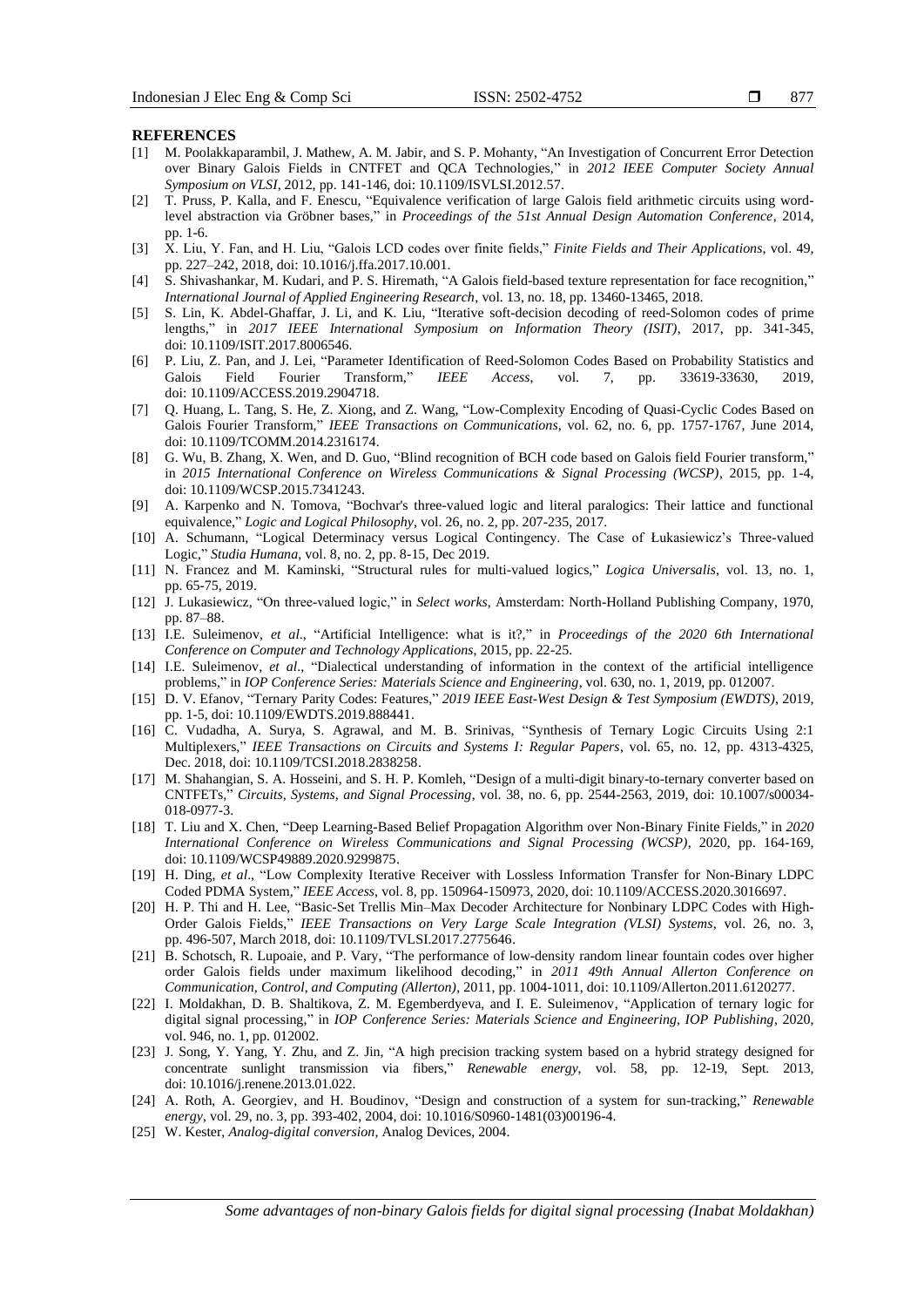## REFERENCES

[1] M. Poolakkaparambil, J. Mathew, A. M. Jabir, and S. P. Mohanty, "An Investigation of Concurrent Error Detection over Binary Galois Fields in CNTFET and QCA Technologies," in *2012 IEEE Computer Society Annual Symposium on VLSI*, 2012, pp. 141-146, doi: 10.1109/ISVLSI.2012.57.

[2] T. Pruss, P. Kalla, and F. Enescu, "Equivalence verification of large Galois field arithmetic circuits using word-level abstraction via Gröbner bases," in *Proceedings of the 51st Annual Design Automation Conference*, 2014, pp. 1-6.

[3] X. Liu, Y. Fan, and H. Liu, "Galois LCD codes over finite fields," *Finite Fields and Their Applications*, vol. 49, pp. 227–242, 2018, doi: 10.1016/j.ffa.2017.10.001.

[4] S. Shivashankar, M. Kudari, and P. S. Hiremath, "A Galois field-based texture representation for face recognition," *International Journal of Applied Engineering Research*, vol. 13, no. 18, pp. 13460-13465, 2018.

[5] S. Lin, K. Abdel-Ghaffar, J. Li, and K. Liu, "Iterative soft-decision decoding of reed-Solomon codes of prime lengths," in *2017 IEEE International Symposium on Information Theory (ISIT)*, 2017, pp. 341-345, doi: 10.1109/ISIT.2017.8006546.

[6] P. Liu, Z. Pan, and J. Lei, "Parameter Identification of Reed-Solomon Codes Based on Probability Statistics and Galois Field Fourier Transform," *IEEE Access*, vol. 7, pp. 33619-33630, 2019, doi: 10.1109/ACCESS.2019.2904718.

[7] Q. Huang, L. Tang, S. He, Z. Xiong, and Z. Wang, "Low-Complexity Encoding of Quasi-Cyclic Codes Based on Galois Fourier Transform," *IEEE Transactions on Communications*, vol. 62, no. 6, pp. 1757-1767, June 2014, doi: 10.1109/TCOMM.2014.2316174.

[8] G. Wu, B. Zhang, X. Wen, and D. Guo, "Blind recognition of BCH code based on Galois field Fourier transform," in *2015 International Conference on Wireless Communications & Signal Processing (WCSP)*, 2015, pp. 1-4, doi: 10.1109/WCSP.2015.7341243.

[9] A. Karpenko and N. Tomova, "Bochvar's three-valued logic and literal paralogics: Their lattice and functional equivalence," *Logic and Logical Philosophy*, vol. 26, no. 2, pp. 207-235, 2017.

[10] A. Schumann, "Logical Determinacy versus Logical Contingency. The Case of Łukasiewicz's Three-valued Logic," *Studia Humana*, vol. 8, no. 2, pp. 8-15, Dec 2019.

[11] N. Francez and M. Kaminski, "Structural rules for multi-valued logics," *Logica Universalis*, vol. 13, no. 1, pp. 65-75, 2019.

[12] J. Lukasiewicz, "On three-valued logic," in *Select works*, Amsterdam: North-Holland Publishing Company, 1970, pp. 87–88.

[13] I.E. Suleimenov, *et al*., "Artificial Intelligence: what is it?," in *Proceedings of the 2020 6th International Conference on Computer and Technology Applications*, 2015, pp. 22-25.

[14] I.E. Suleimenov, *et al*., "Dialectical understanding of information in the context of the artificial intelligence problems," in *IOP Conference Series: Materials Science and Engineering*, vol. 630, no. 1, 2019, pp. 012007.

[15] D. V. Efanov, "Ternary Parity Codes: Features," *2019 IEEE East-West Design & Test Symposium (EWDTS)*, 2019, pp. 1-5, doi: 10.1109/EWDTS.2019.888441.

[16] C. Vudadha, A. Surya, S. Agrawal, and M. B. Srinivas, "Synthesis of Ternary Logic Circuits Using 2:1 Multiplexers," *IEEE Transactions on Circuits and Systems I: Regular Papers*, vol. 65, no. 12, pp. 4313-4325, Dec. 2018, doi: 10.1109/TCSI.2018.2838258.

[17] M. Shahangian, S. A. Hosseini, and S. H. P. Komleh, "Design of a multi-digit binary-to-ternary converter based on CNTFETs," *Circuits, Systems, and Signal Processing*, vol. 38, no. 6, pp. 2544-2563, 2019, doi: 10.1007/s00034-018-0977-3.

[18] T. Liu and X. Chen, "Deep Learning-Based Belief Propagation Algorithm over Non-Binary Finite Fields," in *2020 International Conference on Wireless Communications and Signal Processing (WCSP)*, 2020, pp. 164-169, doi: 10.1109/WCSP49889.2020.9299875.

[19] H. Ding, *et al*., "Low Complexity Iterative Receiver with Lossless Information Transfer for Non-Binary LDPC Coded PDMA System," *IEEE Access*, vol. 8, pp. 150964-150973, 2020, doi: 10.1109/ACCESS.2020.3016697.

[20] H. P. Thi and H. Lee, "Basic-Set Trellis Min–Max Decoder Architecture for Nonbinary LDPC Codes with High-Order Galois Fields," *IEEE Transactions on Very Large Scale Integration (VLSI) Systems*, vol. 26, no. 3, pp. 496-507, March 2018, doi: 10.1109/TVLSI.2017.2775646.

[21] B. Schotsch, R. Lupoaie, and P. Vary, "The performance of low-density random linear fountain codes over higher order Galois fields under maximum likelihood decoding," in *2011 49th Annual Allerton Conference on Communication, Control, and Computing (Allerton)*, 2011, pp. 1004-1011, doi: 10.1109/Allerton.2011.6120277.

[22] I. Moldakhan, D. B. Shaltikova, Z. M. Egemberdyeva, and I. E. Suleimenov, "Application of ternary logic for digital signal processing," in *IOP Conference Series: Materials Science and Engineering, IOP Publishing*, 2020, vol. 946, no. 1, pp. 012002.

[23] J. Song, Y. Yang, Y. Zhu, and Z. Jin, "A high precision tracking system based on a hybrid strategy designed for concentrate sunlight transmission via fibers," *Renewable energy*, vol. 58, pp. 12-19, Sept. 2013, doi: 10.1016/j.renene.2013.01.022.

[24] A. Roth, A. Georgiev, and H. Boudinov, "Design and construction of a system for sun-tracking," *Renewable energy*, vol. 29, no. 3, pp. 393-402, 2004, doi: 10.1016/S0960-1481(03)00196-4.

[25] W. Kester, *Analog-digital conversion*, Analog Devices, 2004.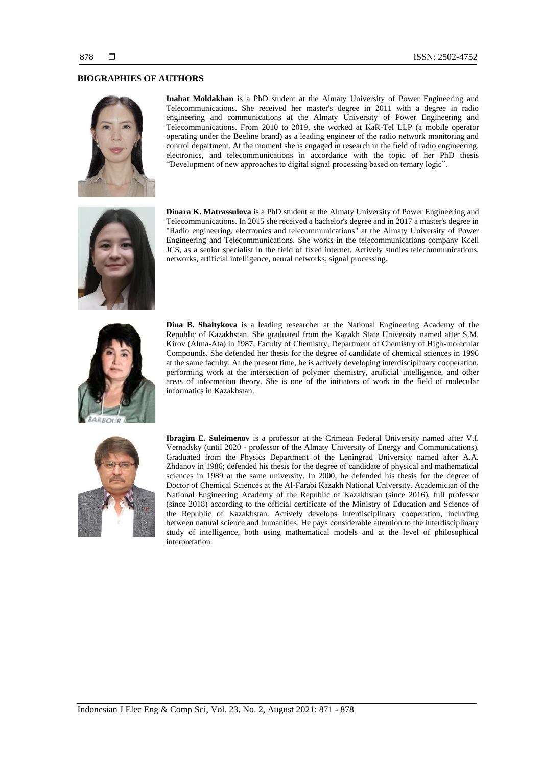## BIOGRAPHIES OF AUTHORS

**Inabat Moldakhan** is a PhD student at the Almaty University of Power Engineering and Telecommunications. She received her master's degree in 2011 with a degree in radio engineering and communications at the Almaty University of Power Engineering and Telecommunications. From 2010 to 2019, she worked at KaR-Tel LLP (a mobile operator operating under the Beeline brand) as a leading engineer of the radio network monitoring and control department. At the moment she is engaged in research in the field of radio engineering, electronics, and telecommunications in accordance with the topic of her PhD thesis "Development of new approaches to digital signal processing based on ternary logic".

**Dinara K. Matrassulova** is a PhD student at the Almaty University of Power Engineering and Telecommunications. In 2015 she received a bachelor's degree and in 2017 a master's degree in "Radio engineering, electronics and telecommunications" at the Almaty University of Power Engineering and Telecommunications. She works in the telecommunications company Kcell JCS, as a senior specialist in the field of fixed internet. Actively studies telecommunications, networks, artificial intelligence, neural networks, signal processing.

**Dina B. Shaltykova** is a leading researcher at the National Engineering Academy of the Republic of Kazakhstan. She graduated from the Kazakh State University named after S.M. Kirov (Alma-Ata) in 1987, Faculty of Chemistry, Department of Chemistry of High-molecular Compounds. She defended her thesis for the degree of candidate of chemical sciences in 1996 at the same faculty. At the present time, he is actively developing interdisciplinary cooperation, performing work at the intersection of polymer chemistry, artificial intelligence, and other areas of information theory. She is one of the initiators of work in the field of molecular informatics in Kazakhstan.

**Ibragim E. Suleimenov** is a professor at the Crimean Federal University named after V.I. Vernadsky (until 2020 - professor of the Almaty University of Energy and Communications). Graduated from the Physics Department of the Leningrad University named after A.A. Zhdanov in 1986; defended his thesis for the degree of candidate of physical and mathematical sciences in 1989 at the same university. In 2000, he defended his thesis for the degree of Doctor of Chemical Sciences at the Al-Farabi Kazakh National University. Academician of the National Engineering Academy of the Republic of Kazakhstan (since 2016), full professor (since 2018) according to the official certificate of the Ministry of Education and Science of the Republic of Kazakhstan. Actively develops interdisciplinary cooperation, including between natural science and humanities. He pays considerable attention to the interdisciplinary study of intelligence, both using mathematical models and at the level of philosophical interpretation.